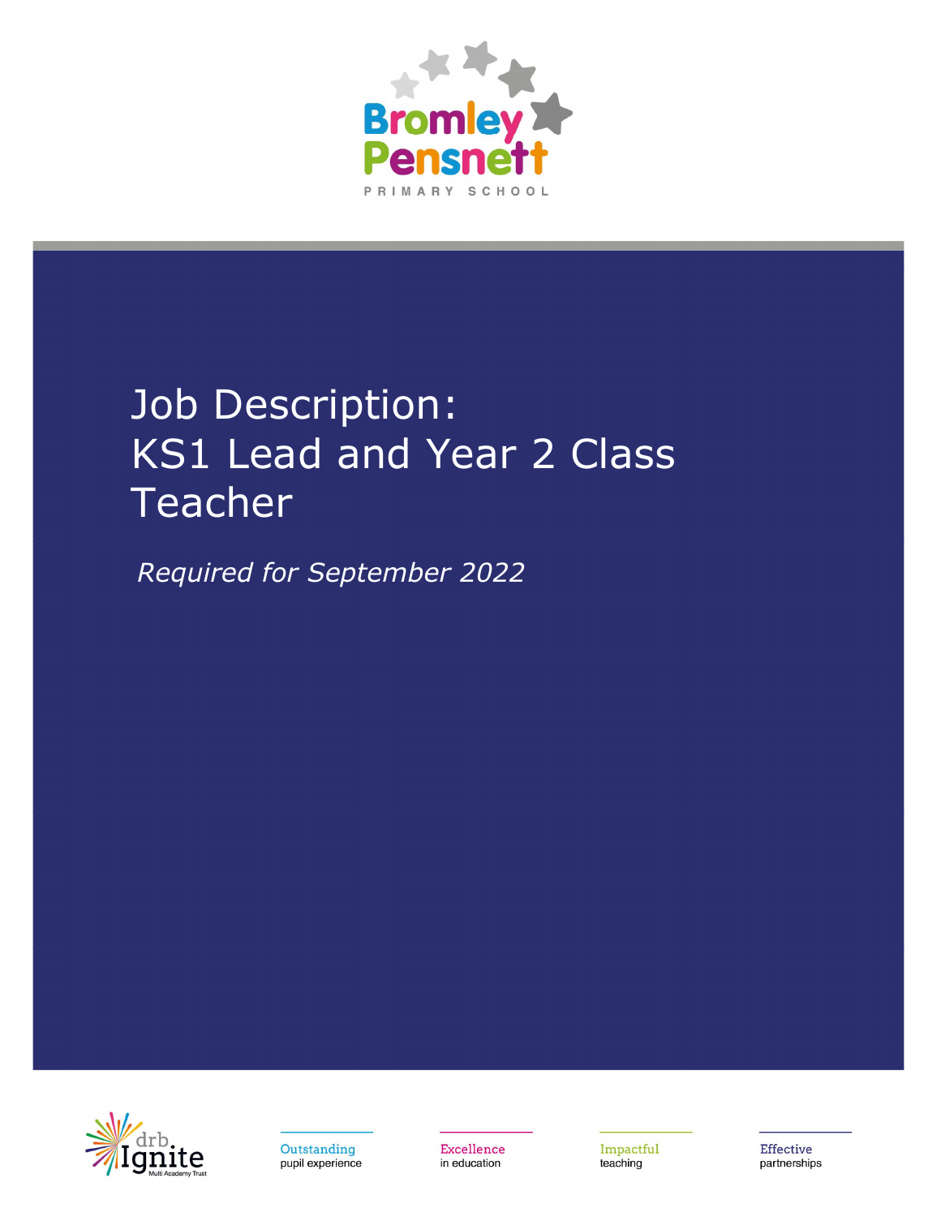Bromley Pensnett

PRIMARY SCHOOL

# Job Description: KS1 Lead and Year 2 Class Teacher

*Required for September 2022*

drb Ignite Multi Academy Trust

Outstanding pupil experience

Excellence in education

Impactful teaching

Effective partnerships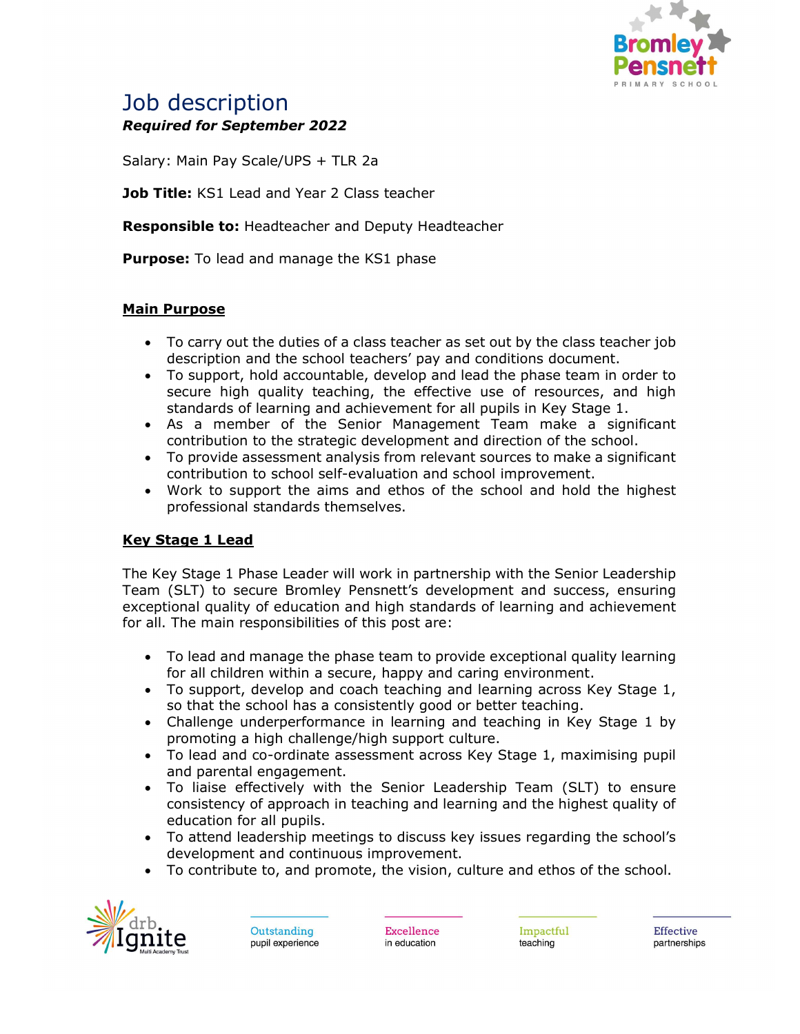# Job description

***Required for September 2022***

Salary: Main Pay Scale/UPS + TLR 2a

**Job Title:** KS1 Lead and Year 2 Class teacher

**Responsible to:** Headteacher and Deputy Headteacher

**Purpose:** To lead and manage the KS1 phase

## Main Purpose

- To carry out the duties of a class teacher as set out by the class teacher job description and the school teachers' pay and conditions document.
- To support, hold accountable, develop and lead the phase team in order to secure high quality teaching, the effective use of resources, and high standards of learning and achievement for all pupils in Key Stage 1.
- As a member of the Senior Management Team make a significant contribution to the strategic development and direction of the school.
- To provide assessment analysis from relevant sources to make a significant contribution to school self-evaluation and school improvement.
- Work to support the aims and ethos of the school and hold the highest professional standards themselves.

## Key Stage 1 Lead

The Key Stage 1 Phase Leader will work in partnership with the Senior Leadership Team (SLT) to secure Bromley Pensnett's development and success, ensuring exceptional quality of education and high standards of learning and achievement for all. The main responsibilities of this post are:

- To lead and manage the phase team to provide exceptional quality learning for all children within a secure, happy and caring environment.
- To support, develop and coach teaching and learning across Key Stage 1, so that the school has a consistently good or better teaching.
- Challenge underperformance in learning and teaching in Key Stage 1 by promoting a high challenge/high support culture.
- To lead and co-ordinate assessment across Key Stage 1, maximising pupil and parental engagement.
- To liaise effectively with the Senior Leadership Team (SLT) to ensure consistency of approach in teaching and learning and the highest quality of education for all pupils.
- To attend leadership meetings to discuss key issues regarding the school's development and continuous improvement.
- To contribute to, and promote, the vision, culture and ethos of the school.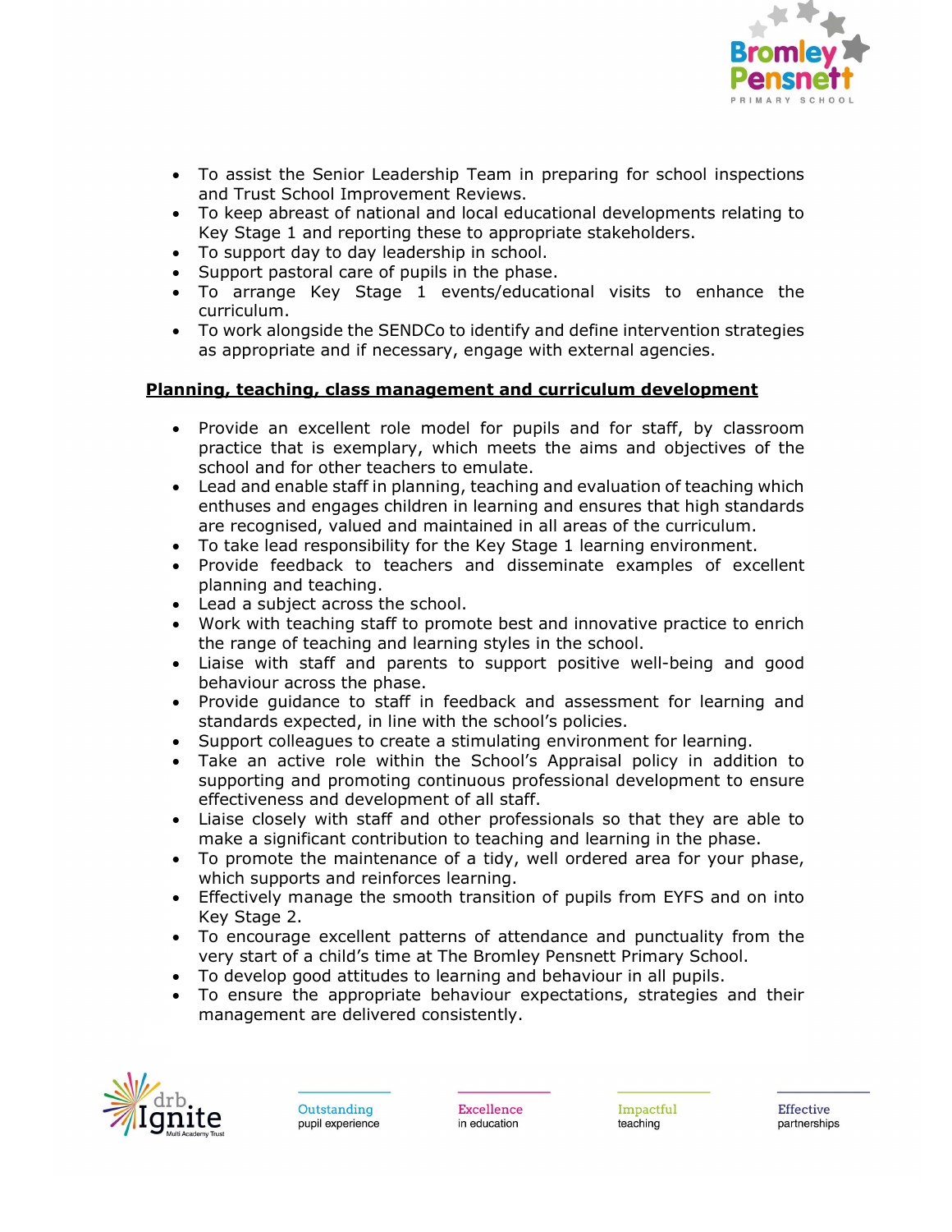- To assist the Senior Leadership Team in preparing for school inspections and Trust School Improvement Reviews.
- To keep abreast of national and local educational developments relating to Key Stage 1 and reporting these to appropriate stakeholders.
- To support day to day leadership in school.
- Support pastoral care of pupils in the phase.
- To arrange Key Stage 1 events/educational visits to enhance the curriculum.
- To work alongside the SENDCo to identify and define intervention strategies as appropriate and if necessary, engage with external agencies.

**Planning, teaching, class management and curriculum development**

- Provide an excellent role model for pupils and for staff, by classroom practice that is exemplary, which meets the aims and objectives of the school and for other teachers to emulate.
- Lead and enable staff in planning, teaching and evaluation of teaching which enthuses and engages children in learning and ensures that high standards are recognised, valued and maintained in all areas of the curriculum.
- To take lead responsibility for the Key Stage 1 learning environment.
- Provide feedback to teachers and disseminate examples of excellent planning and teaching.
- Lead a subject across the school.
- Work with teaching staff to promote best and innovative practice to enrich the range of teaching and learning styles in the school.
- Liaise with staff and parents to support positive well-being and good behaviour across the phase.
- Provide guidance to staff in feedback and assessment for learning and standards expected, in line with the school's policies.
- Support colleagues to create a stimulating environment for learning.
- Take an active role within the School's Appraisal policy in addition to supporting and promoting continuous professional development to ensure effectiveness and development of all staff.
- Liaise closely with staff and other professionals so that they are able to make a significant contribution to teaching and learning in the phase.
- To promote the maintenance of a tidy, well ordered area for your phase, which supports and reinforces learning.
- Effectively manage the smooth transition of pupils from EYFS and on into Key Stage 2.
- To encourage excellent patterns of attendance and punctuality from the very start of a child's time at The Bromley Pensnett Primary School.
- To develop good attitudes to learning and behaviour in all pupils.
- To ensure the appropriate behaviour expectations, strategies and their management are delivered consistently.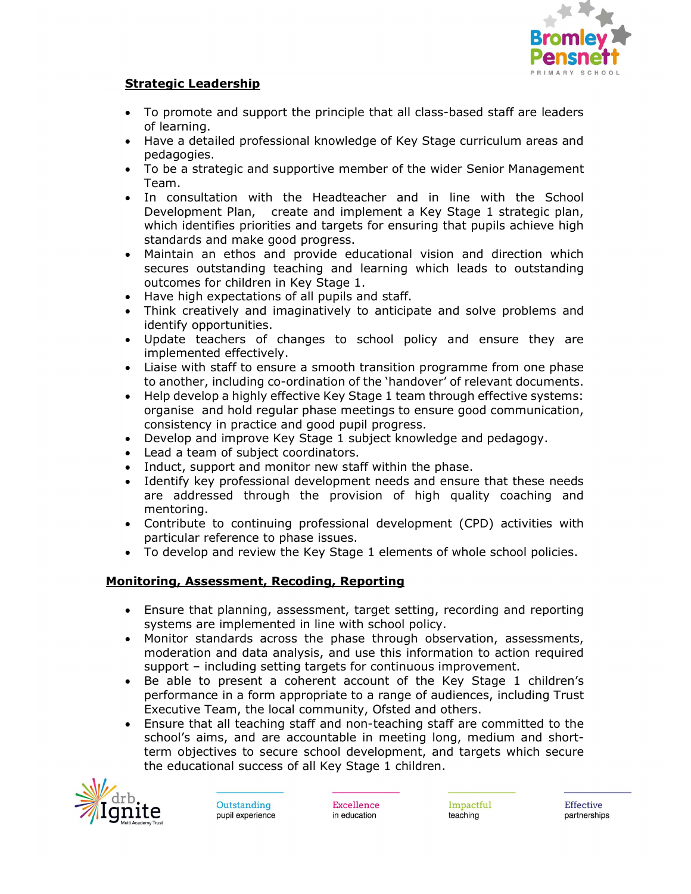## Strategic Leadership

- To promote and support the principle that all class-based staff are leaders of learning.
- Have a detailed professional knowledge of Key Stage curriculum areas and pedagogies.
- To be a strategic and supportive member of the wider Senior Management Team.
- In consultation with the Headteacher and in line with the School Development Plan, create and implement a Key Stage 1 strategic plan, which identifies priorities and targets for ensuring that pupils achieve high standards and make good progress.
- Maintain an ethos and provide educational vision and direction which secures outstanding teaching and learning which leads to outstanding outcomes for children in Key Stage 1.
- Have high expectations of all pupils and staff.
- Think creatively and imaginatively to anticipate and solve problems and identify opportunities.
- Update teachers of changes to school policy and ensure they are implemented effectively.
- Liaise with staff to ensure a smooth transition programme from one phase to another, including co-ordination of the 'handover' of relevant documents.
- Help develop a highly effective Key Stage 1 team through effective systems: organise and hold regular phase meetings to ensure good communication, consistency in practice and good pupil progress.
- Develop and improve Key Stage 1 subject knowledge and pedagogy.
- Lead a team of subject coordinators.
- Induct, support and monitor new staff within the phase.
- Identify key professional development needs and ensure that these needs are addressed through the provision of high quality coaching and mentoring.
- Contribute to continuing professional development (CPD) activities with particular reference to phase issues.
- To develop and review the Key Stage 1 elements of whole school policies.

## Monitoring, Assessment, Recoding, Reporting

- Ensure that planning, assessment, target setting, recording and reporting systems are implemented in line with school policy.
- Monitor standards across the phase through observation, assessments, moderation and data analysis, and use this information to action required support – including setting targets for continuous improvement.
- Be able to present a coherent account of the Key Stage 1 children's performance in a form appropriate to a range of audiences, including Trust Executive Team, the local community, Ofsted and others.
- Ensure that all teaching staff and non-teaching staff are committed to the school's aims, and are accountable in meeting long, medium and short-term objectives to secure school development, and targets which secure the educational success of all Key Stage 1 children.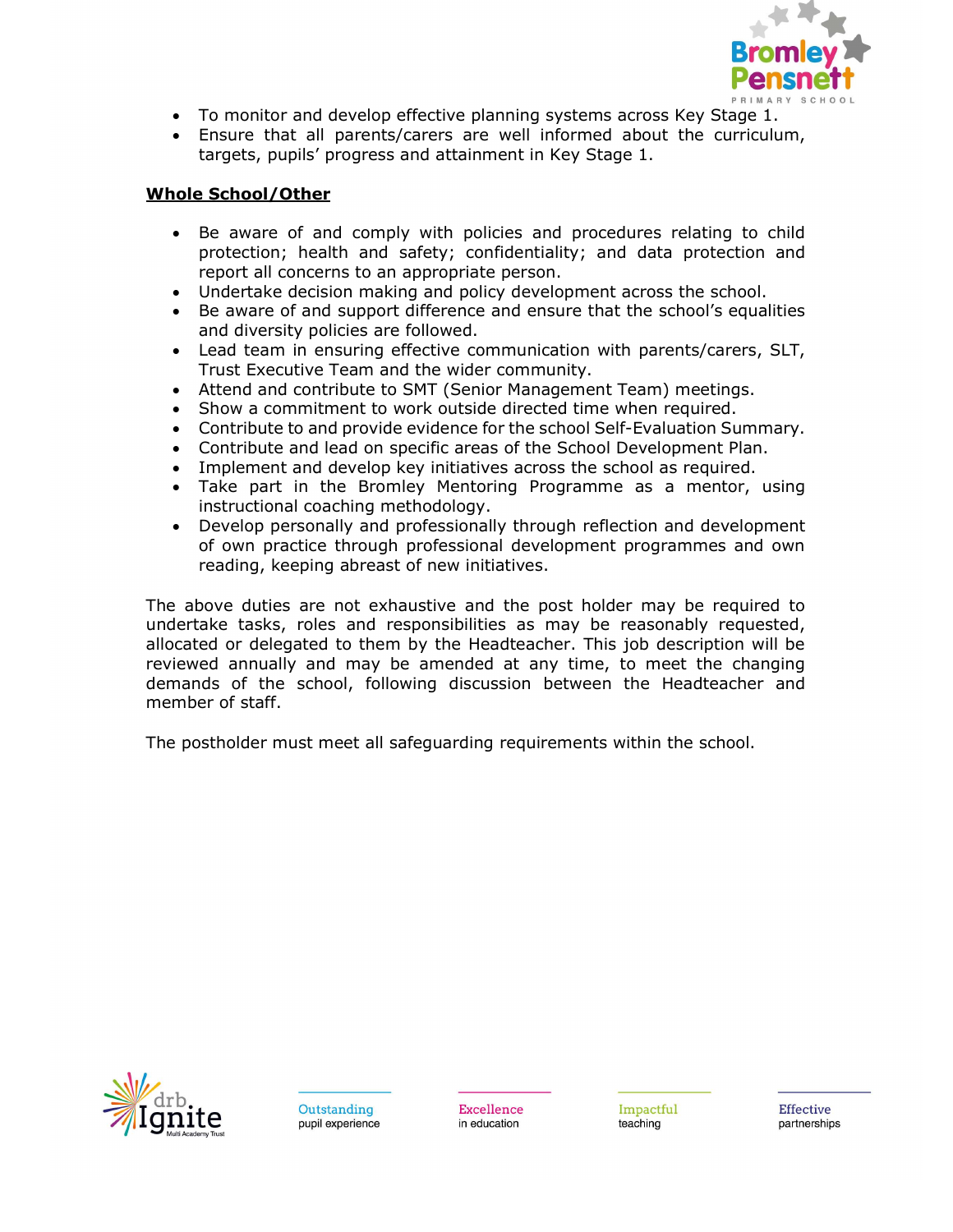- To monitor and develop effective planning systems across Key Stage 1.
- Ensure that all parents/carers are well informed about the curriculum, targets, pupils' progress and attainment in Key Stage 1.

**Whole School/Other**

- Be aware of and comply with policies and procedures relating to child protection; health and safety; confidentiality; and data protection and report all concerns to an appropriate person.
- Undertake decision making and policy development across the school.
- Be aware of and support difference and ensure that the school's equalities and diversity policies are followed.
- Lead team in ensuring effective communication with parents/carers, SLT, Trust Executive Team and the wider community.
- Attend and contribute to SMT (Senior Management Team) meetings.
- Show a commitment to work outside directed time when required.
- Contribute to and provide evidence for the school Self-Evaluation Summary.
- Contribute and lead on specific areas of the School Development Plan.
- Implement and develop key initiatives across the school as required.
- Take part in the Bromley Mentoring Programme as a mentor, using instructional coaching methodology.
- Develop personally and professionally through reflection and development of own practice through professional development programmes and own reading, keeping abreast of new initiatives.

The above duties are not exhaustive and the post holder may be required to undertake tasks, roles and responsibilities as may be reasonably requested, allocated or delegated to them by the Headteacher. This job description will be reviewed annually and may be amended at any time, to meet the changing demands of the school, following discussion between the Headteacher and member of staff.

The postholder must meet all safeguarding requirements within the school.